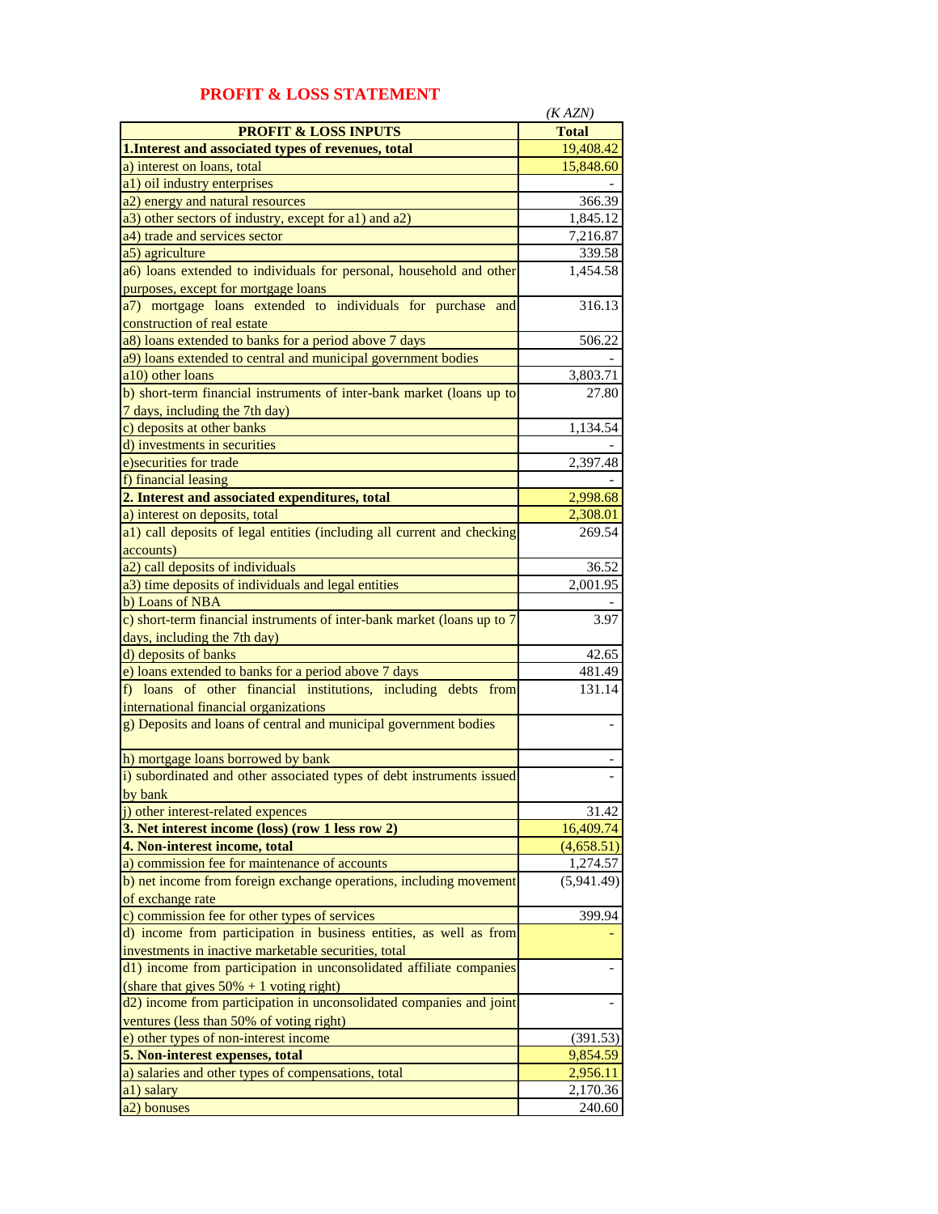## PROFIT & LOSS STATEMENT

*(K AZN)*

| PROFIT & LOSS INPUTS | Total |
|---|---|
| **1.Interest and associated types of revenues, total** | 19,408.42 |
| a) interest on loans, total | 15,848.60 |
| a1) oil industry enterprises | - |
| a2) energy and natural resources | 366.39 |
| a3) other sectors of industry, except for a1) and a2) | 1,845.12 |
| a4) trade and services sector | 7,216.87 |
| a5) agriculture | 339.58 |
| a6) loans extended to individuals for personal, household and other purposes, except for mortgage loans | 1,454.58 |
| a7) mortgage loans extended to individuals for purchase and construction of real estate | 316.13 |
| a8) loans extended to banks for a period above 7 days | 506.22 |
| a9) loans extended to central and municipal government bodies | - |
| a10) other loans | 3,803.71 |
| b) short-term financial instruments of inter-bank market (loans up to 7 days, including the 7th day) | 27.80 |
| c) deposits at other banks | 1,134.54 |
| d) investments in securities | - |
| e)securities for trade | 2,397.48 |
| f) financial leasing | - |
| **2. Interest and associated expenditures, total** | 2,998.68 |
| a) interest on deposits, total | 2,308.01 |
| a1) call deposits of legal entities (including all current and checking accounts) | 269.54 |
| a2) call deposits of individuals | 36.52 |
| a3) time deposits of individuals and legal entities | 2,001.95 |
| b) Loans of NBA | - |
| c) short-term financial instruments of inter-bank market (loans up to 7 days, including the 7th day) | 3.97 |
| d) deposits of banks | 42.65 |
| e) loans extended to banks for a period above 7 days | 481.49 |
| f) loans of other financial institutions, including debts from international financial organizations | 131.14 |
| g) Deposits and loans of central and municipal government bodies | - |
| h) mortgage loans borrowed by bank | - |
| i) subordinated and other associated types of debt instruments issued by bank | - |
| j) other interest-related expences | 31.42 |
| **3. Net interest income (loss) (row 1 less row 2)** | 16,409.74 |
| **4. Non-interest income, total** | (4,658.51) |
| a) commission fee for maintenance of accounts | 1,274.57 |
| b) net income from foreign exchange operations, including movement of exchange rate | (5,941.49) |
| c) commission fee for other types of services | 399.94 |
| d) income from participation in business entities, as well as from investments in inactive marketable securities, total | - |
| d1) income from participation in unconsolidated affiliate companies (share that gives 50% + 1 voting right) | - |
| d2) income from participation in unconsolidated companies and joint ventures (less than 50% of voting right) | - |
| e) other types of non-interest income | (391.53) |
| **5. Non-interest expenses, total** | 9,854.59 |
| a) salaries and other types of compensations, total | 2,956.11 |
| a1) salary | 2,170.36 |
| a2) bonuses | 240.60 |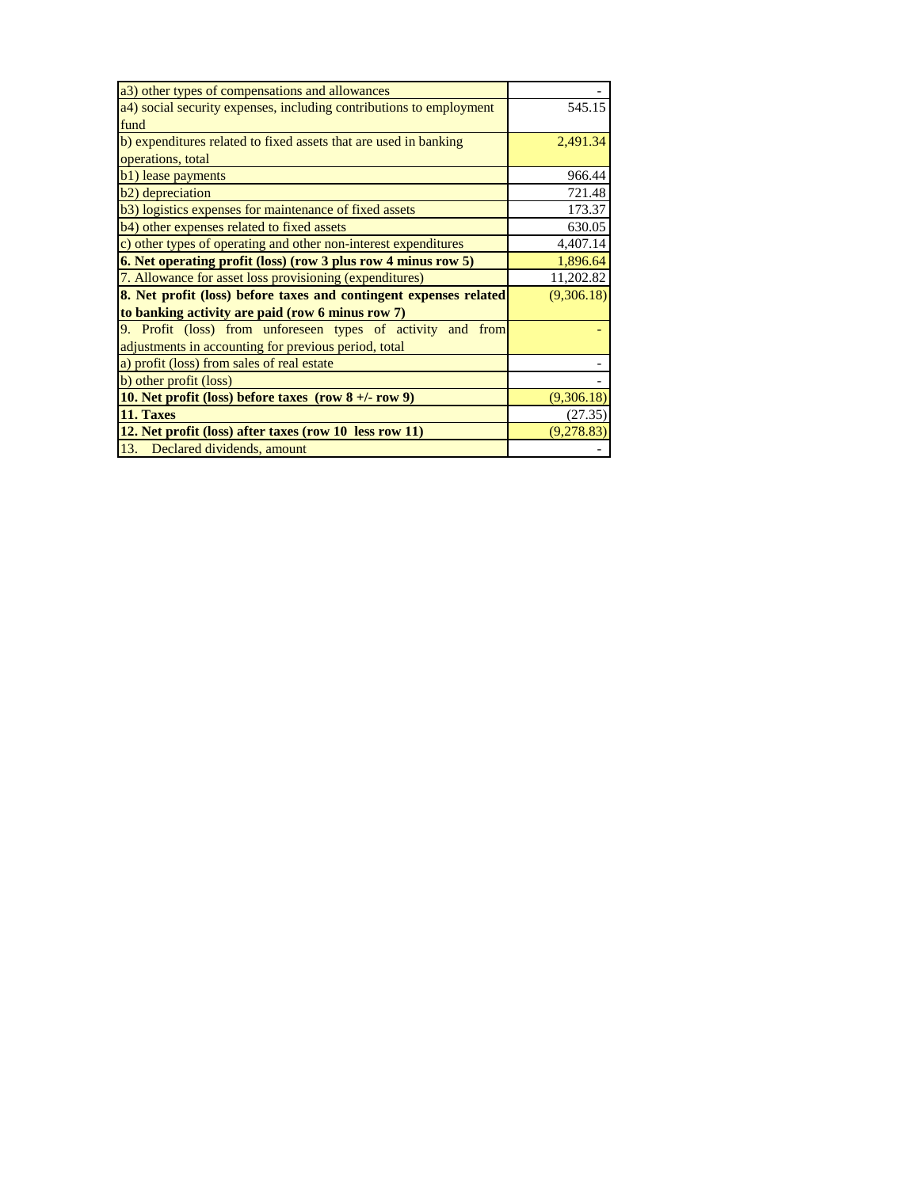| | |
|---|---|
| a3) other types of compensations and allowances | - |
| a4) social security expenses, including contributions to employment fund | 545.15 |
| b) expenditures related to fixed assets that are used in banking operations, total | 2,491.34 |
| b1) lease payments | 966.44 |
| b2) depreciation | 721.48 |
| b3) logistics expenses for maintenance of fixed assets | 173.37 |
| b4) other expenses related to fixed assets | 630.05 |
| c) other types of operating and other non-interest expenditures | 4,407.14 |
| **6. Net operating profit (loss) (row 3 plus row 4 minus row 5)** | 1,896.64 |
| 7. Allowance for asset loss provisioning (expenditures) | 11,202.82 |
| **8. Net profit (loss) before taxes and contingent expenses related to banking activity are paid (row 6 minus row 7)** | (9,306.18) |
| 9. Profit (loss) from unforeseen types of activity and from adjustments in accounting for previous period, total | - |
| a) profit (loss) from sales of real estate | - |
| b) other profit (loss) | - |
| **10. Net profit (loss) before taxes (row 8 +/- row 9)** | (9,306.18) |
| **11. Taxes** | (27.35) |
| **12. Net profit (loss) after taxes (row 10 less row 11)** | (9,278.83) |
| 13. Declared dividends, amount | - |